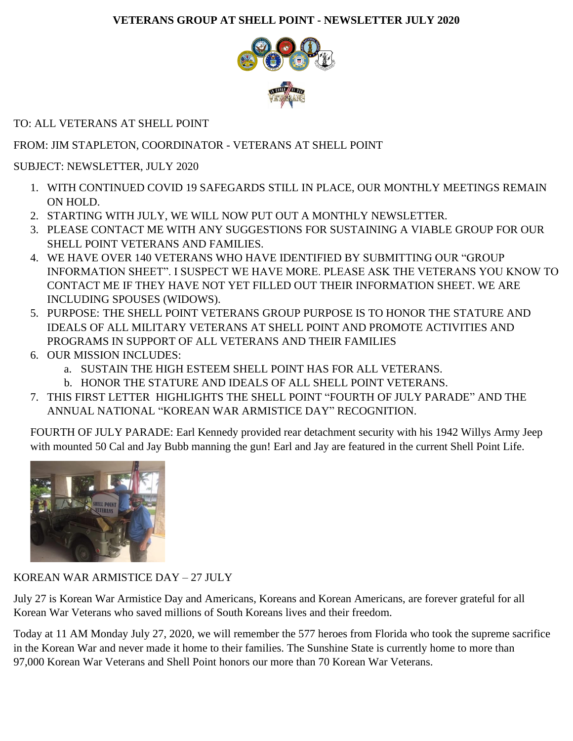**VETERANS GROUP AT SHELL POINT - NEWSLETTER JULY 2020**

TO: ALL VETERANS AT SHELL POINT

FROM: JIM STAPLETON, COORDINATOR - VETERANS AT SHELL POINT

SUBJECT: NEWSLETTER, JULY 2020

1. WITH CONTINUED COVID 19 SAFEGARDS STILL IN PLACE, OUR MONTHLY MEETINGS REMAIN ON HOLD.
2. STARTING WITH JULY, WE WILL NOW PUT OUT A MONTHLY NEWSLETTER.
3. PLEASE CONTACT ME WITH ANY SUGGESTIONS FOR SUSTAINING A VIABLE GROUP FOR OUR SHELL POINT VETERANS AND FAMILIES.
4. WE HAVE OVER 140 VETERANS WHO HAVE IDENTIFIED BY SUBMITTING OUR "GROUP INFORMATION SHEET". I SUSPECT WE HAVE MORE. PLEASE ASK THE VETERANS YOU KNOW TO CONTACT ME IF THEY HAVE NOT YET FILLED OUT THEIR INFORMATION SHEET. WE ARE INCLUDING SPOUSES (WIDOWS).
5. PURPOSE: THE SHELL POINT VETERANS GROUP PURPOSE IS TO HONOR THE STATURE AND IDEALS OF ALL MILITARY VETERANS AT SHELL POINT AND PROMOTE ACTIVITIES AND PROGRAMS IN SUPPORT OF ALL VETERANS AND THEIR FAMILIES
6. OUR MISSION INCLUDES:
   a. SUSTAIN THE HIGH ESTEEM SHELL POINT HAS FOR ALL VETERANS.
   b. HONOR THE STATURE AND IDEALS OF ALL SHELL POINT VETERANS.
7. THIS FIRST LETTER HIGHLIGHTS THE SHELL POINT "FOURTH OF JULY PARADE" AND THE ANNUAL NATIONAL "KOREAN WAR ARMISTICE DAY" RECOGNITION.

FOURTH OF JULY PARADE: Earl Kennedy provided rear detachment security with his 1942 Willys Army Jeep with mounted 50 Cal and Jay Bubb manning the gun! Earl and Jay are featured in the current Shell Point Life.

KOREAN WAR ARMISTICE DAY – 27 JULY

July 27 is Korean War Armistice Day and Americans, Koreans and Korean Americans, are forever grateful for all Korean War Veterans who saved millions of South Koreans lives and their freedom.

Today at 11 AM Monday July 27, 2020, we will remember the 577 heroes from Florida who took the supreme sacrifice in the Korean War and never made it home to their families. The Sunshine State is currently home to more than 97,000 Korean War Veterans and Shell Point honors our more than 70 Korean War Veterans.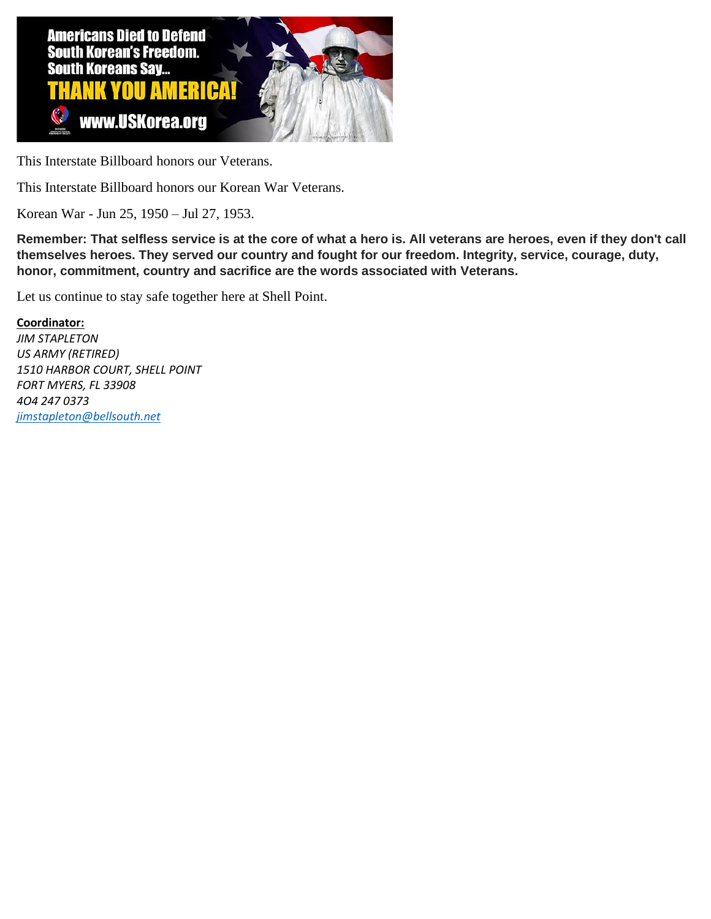This Interstate Billboard honors our Veterans.

This Interstate Billboard honors our Korean War Veterans.

Korean War - Jun 25, 1950 – Jul 27, 1953.

**Remember: That selfless service is at the core of what a hero is. All veterans are heroes, even if they don't call themselves heroes. They served our country and fought for our freedom. Integrity, service, courage, duty, honor, commitment, country and sacrifice are the words associated with Veterans.**

Let us continue to stay safe together here at Shell Point.

**Coordinator:**
*JIM STAPLETON*
*US ARMY (RETIRED)*
*1510 HARBOR COURT, SHELL POINT*
*FORT MYERS, FL 33908*
*4O4 247 0373*
*jimstapleton@bellsouth.net*